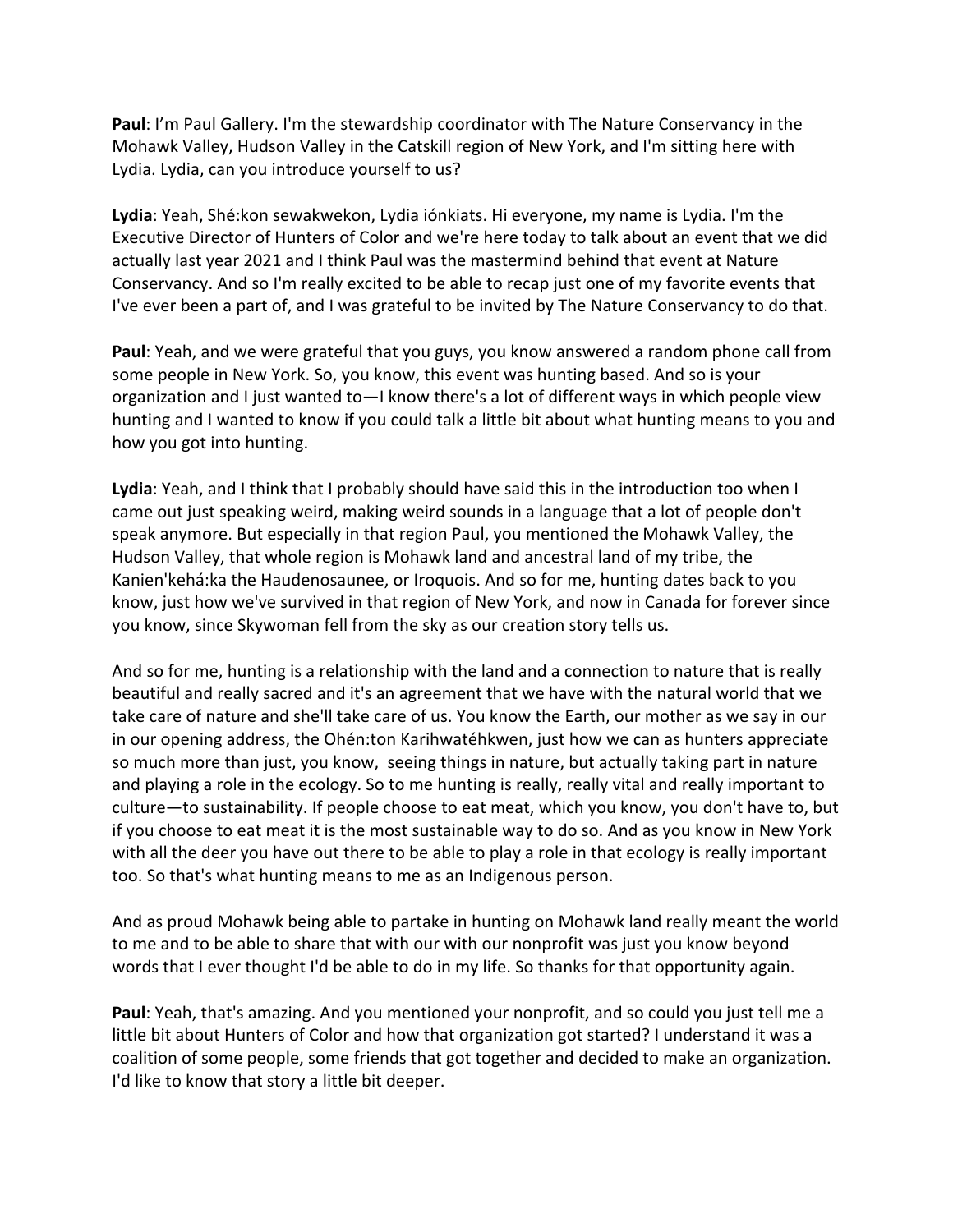**Paul**: I'm Paul Gallery. I'm the stewardship coordinator with The Nature Conservancy in the Mohawk Valley, Hudson Valley in the Catskill region of New York, and I'm sitting here with Lydia. Lydia, can you introduce yourself to us?

**Lydia**: Yeah, Shé:kon sewakwekon, Lydia iónkiats. Hi everyone, my name is Lydia. I'm the Executive Director of Hunters of Color and we're here today to talk about an event that we did actually last year 2021 and I think Paul was the mastermind behind that event at Nature Conservancy. And so I'm really excited to be able to recap just one of my favorite events that I've ever been a part of, and I was grateful to be invited by The Nature Conservancy to do that.

**Paul**: Yeah, and we were grateful that you guys, you know answered a random phone call from some people in New York. So, you know, this event was hunting based. And so is your organization and I just wanted to—I know there's a lot of different ways in which people view hunting and I wanted to know if you could talk a little bit about what hunting means to you and how you got into hunting.

**Lydia**: Yeah, and I think that I probably should have said this in the introduction too when I came out just speaking weird, making weird sounds in a language that a lot of people don't speak anymore. But especially in that region Paul, you mentioned the Mohawk Valley, the Hudson Valley, that whole region is Mohawk land and ancestral land of my tribe, the Kanien'kehá:ka the Haudenosaunee, or Iroquois. And so for me, hunting dates back to you know, just how we've survived in that region of New York, and now in Canada for forever since you know, since Skywoman fell from the sky as our creation story tells us.

And so for me, hunting is a relationship with the land and a connection to nature that is really beautiful and really sacred and it's an agreement that we have with the natural world that we take care of nature and she'll take care of us. You know the Earth, our mother as we say in our in our opening address, the Ohén:ton Karihwatéhkwen, just how we can as hunters appreciate so much more than just, you know, seeing things in nature, but actually taking part in nature and playing a role in the ecology. So to me hunting is really, really vital and really important to culture—to sustainability. If people choose to eat meat, which you know, you don't have to, but if you choose to eat meat it is the most sustainable way to do so. And as you know in New York with all the deer you have out there to be able to play a role in that ecology is really important too. So that's what hunting means to me as an Indigenous person.

And as proud Mohawk being able to partake in hunting on Mohawk land really meant the world to me and to be able to share that with our with our nonprofit was just you know beyond words that I ever thought I'd be able to do in my life. So thanks for that opportunity again.

**Paul**: Yeah, that's amazing. And you mentioned your nonprofit, and so could you just tell me a little bit about Hunters of Color and how that organization got started? I understand it was a coalition of some people, some friends that got together and decided to make an organization. I'd like to know that story a little bit deeper.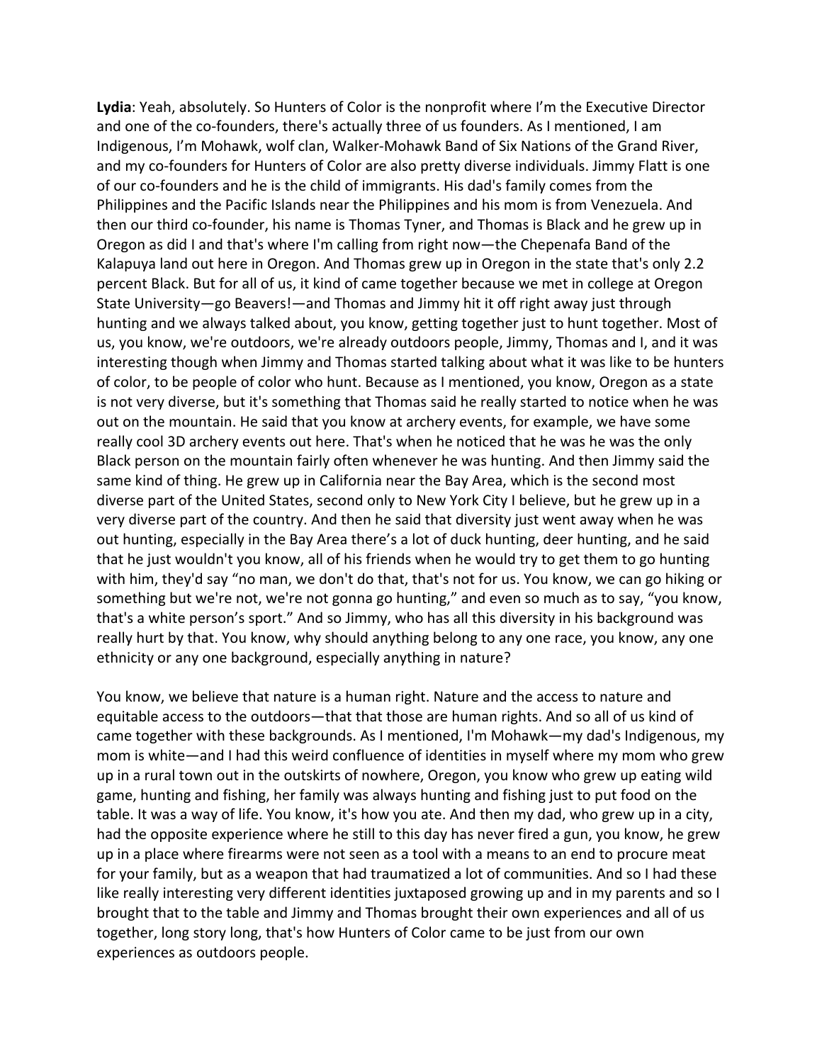**Lydia**: Yeah, absolutely. So Hunters of Color is the nonprofit where I'm the Executive Director and one of the co-founders, there's actually three of us founders. As I mentioned, I am Indigenous, I'm Mohawk, wolf clan, Walker-Mohawk Band of Six Nations of the Grand River, and my co-founders for Hunters of Color are also pretty diverse individuals. Jimmy Flatt is one of our co-founders and he is the child of immigrants. His dad's family comes from the Philippines and the Pacific Islands near the Philippines and his mom is from Venezuela. And then our third co-founder, his name is Thomas Tyner, and Thomas is Black and he grew up in Oregon as did I and that's where I'm calling from right now—the Chepenafa Band of the Kalapuya land out here in Oregon. And Thomas grew up in Oregon in the state that's only 2.2 percent Black. But for all of us, it kind of came together because we met in college at Oregon State University—go Beavers!—and Thomas and Jimmy hit it off right away just through hunting and we always talked about, you know, getting together just to hunt together. Most of us, you know, we're outdoors, we're already outdoors people, Jimmy, Thomas and I, and it was interesting though when Jimmy and Thomas started talking about what it was like to be hunters of color, to be people of color who hunt. Because as I mentioned, you know, Oregon as a state is not very diverse, but it's something that Thomas said he really started to notice when he was out on the mountain. He said that you know at archery events, for example, we have some really cool 3D archery events out here. That's when he noticed that he was he was the only Black person on the mountain fairly often whenever he was hunting. And then Jimmy said the same kind of thing. He grew up in California near the Bay Area, which is the second most diverse part of the United States, second only to New York City I believe, but he grew up in a very diverse part of the country. And then he said that diversity just went away when he was out hunting, especially in the Bay Area there's a lot of duck hunting, deer hunting, and he said that he just wouldn't you know, all of his friends when he would try to get them to go hunting with him, they'd say "no man, we don't do that, that's not for us. You know, we can go hiking or something but we're not, we're not gonna go hunting," and even so much as to say, "you know, that's a white person's sport." And so Jimmy, who has all this diversity in his background was really hurt by that. You know, why should anything belong to any one race, you know, any one ethnicity or any one background, especially anything in nature?

You know, we believe that nature is a human right. Nature and the access to nature and equitable access to the outdoors—that that those are human rights. And so all of us kind of came together with these backgrounds. As I mentioned, I'm Mohawk—my dad's Indigenous, my mom is white—and I had this weird confluence of identities in myself where my mom who grew up in a rural town out in the outskirts of nowhere, Oregon, you know who grew up eating wild game, hunting and fishing, her family was always hunting and fishing just to put food on the table. It was a way of life. You know, it's how you ate. And then my dad, who grew up in a city, had the opposite experience where he still to this day has never fired a gun, you know, he grew up in a place where firearms were not seen as a tool with a means to an end to procure meat for your family, but as a weapon that had traumatized a lot of communities. And so I had these like really interesting very different identities juxtaposed growing up and in my parents and so I brought that to the table and Jimmy and Thomas brought their own experiences and all of us together, long story long, that's how Hunters of Color came to be just from our own experiences as outdoors people.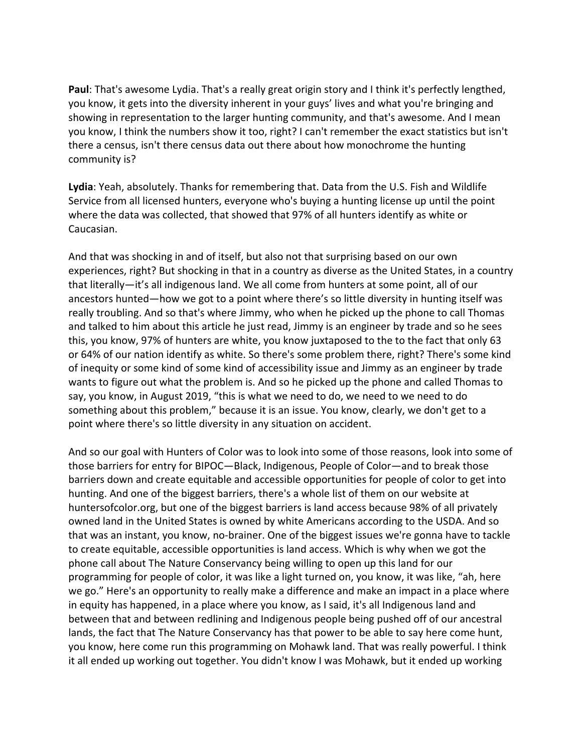**Paul**: That's awesome Lydia. That's a really great origin story and I think it's perfectly lengthed, you know, it gets into the diversity inherent in your guys' lives and what you're bringing and showing in representation to the larger hunting community, and that's awesome. And I mean you know, I think the numbers show it too, right? I can't remember the exact statistics but isn't there a census, isn't there census data out there about how monochrome the hunting community is?

**Lydia**: Yeah, absolutely. Thanks for remembering that. Data from the U.S. Fish and Wildlife Service from all licensed hunters, everyone who's buying a hunting license up until the point where the data was collected, that showed that 97% of all hunters identify as white or Caucasian.

And that was shocking in and of itself, but also not that surprising based on our own experiences, right? But shocking in that in a country as diverse as the United States, in a country that literally—it's all indigenous land. We all come from hunters at some point, all of our ancestors hunted—how we got to a point where there's so little diversity in hunting itself was really troubling. And so that's where Jimmy, who when he picked up the phone to call Thomas and talked to him about this article he just read, Jimmy is an engineer by trade and so he sees this, you know, 97% of hunters are white, you know juxtaposed to the to the fact that only 63 or 64% of our nation identify as white. So there's some problem there, right? There's some kind of inequity or some kind of some kind of accessibility issue and Jimmy as an engineer by trade wants to figure out what the problem is. And so he picked up the phone and called Thomas to say, you know, in August 2019, "this is what we need to do, we need to we need to do something about this problem," because it is an issue. You know, clearly, we don't get to a point where there's so little diversity in any situation on accident.

And so our goal with Hunters of Color was to look into some of those reasons, look into some of those barriers for entry for BIPOC—Black, Indigenous, People of Color—and to break those barriers down and create equitable and accessible opportunities for people of color to get into hunting. And one of the biggest barriers, there's a whole list of them on our website at huntersofcolor.org, but one of the biggest barriers is land access because 98% of all privately owned land in the United States is owned by white Americans according to the USDA. And so that was an instant, you know, no-brainer. One of the biggest issues we're gonna have to tackle to create equitable, accessible opportunities is land access. Which is why when we got the phone call about The Nature Conservancy being willing to open up this land for our programming for people of color, it was like a light turned on, you know, it was like, "ah, here we go." Here's an opportunity to really make a difference and make an impact in a place where in equity has happened, in a place where you know, as I said, it's all Indigenous land and between that and between redlining and Indigenous people being pushed off of our ancestral lands, the fact that The Nature Conservancy has that power to be able to say here come hunt, you know, here come run this programming on Mohawk land. That was really powerful. I think it all ended up working out together. You didn't know I was Mohawk, but it ended up working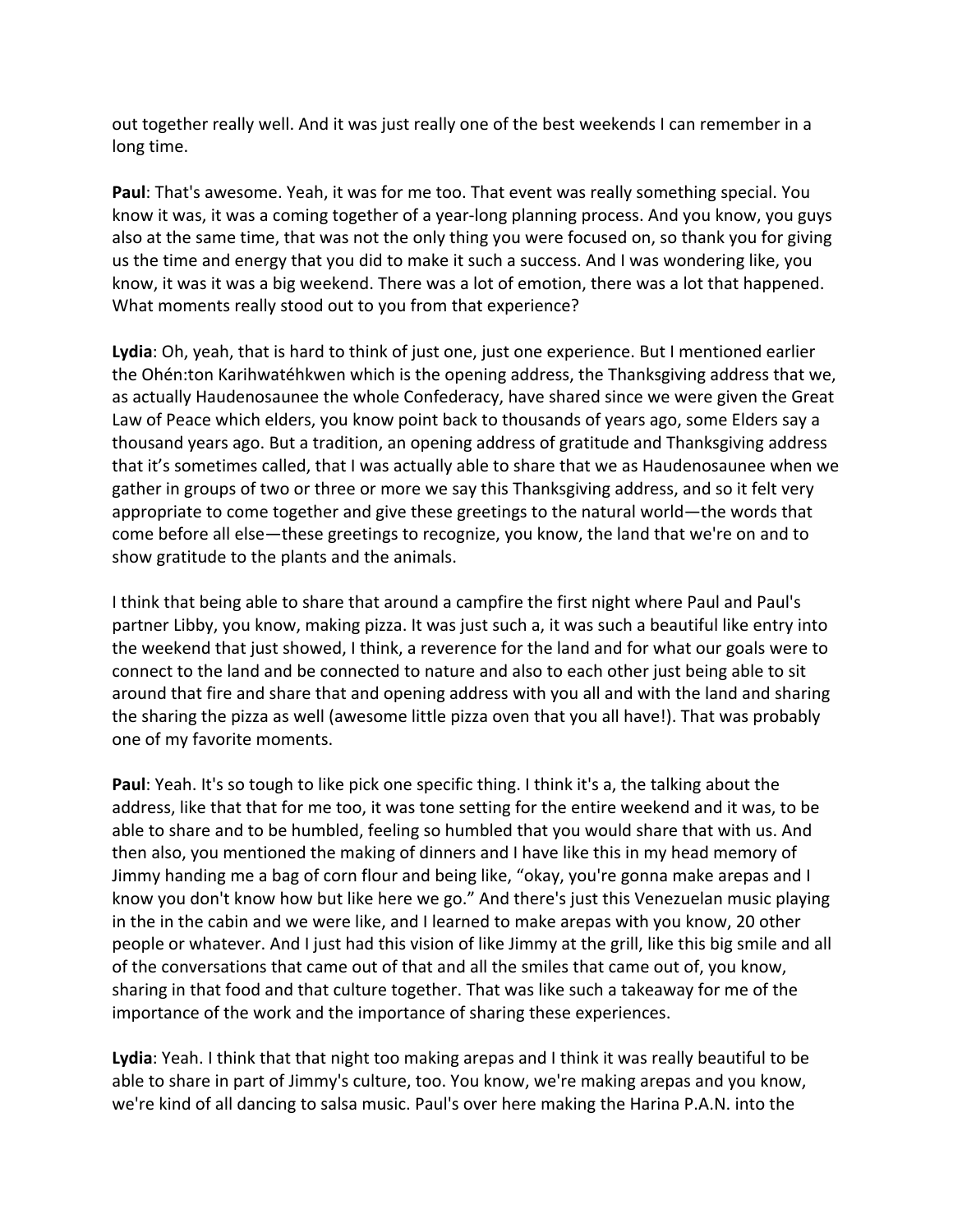out together really well. And it was just really one of the best weekends I can remember in a long time.

**Paul**: That's awesome. Yeah, it was for me too. That event was really something special. You know it was, it was a coming together of a year-long planning process. And you know, you guys also at the same time, that was not the only thing you were focused on, so thank you for giving us the time and energy that you did to make it such a success. And I was wondering like, you know, it was it was a big weekend. There was a lot of emotion, there was a lot that happened. What moments really stood out to you from that experience?

**Lydia**: Oh, yeah, that is hard to think of just one, just one experience. But I mentioned earlier the Ohén:ton Karihwatéhkwen which is the opening address, the Thanksgiving address that we, as actually Haudenosaunee the whole Confederacy, have shared since we were given the Great Law of Peace which elders, you know point back to thousands of years ago, some Elders say a thousand years ago. But a tradition, an opening address of gratitude and Thanksgiving address that it's sometimes called, that I was actually able to share that we as Haudenosaunee when we gather in groups of two or three or more we say this Thanksgiving address, and so it felt very appropriate to come together and give these greetings to the natural world—the words that come before all else—these greetings to recognize, you know, the land that we're on and to show gratitude to the plants and the animals.

I think that being able to share that around a campfire the first night where Paul and Paul's partner Libby, you know, making pizza. It was just such a, it was such a beautiful like entry into the weekend that just showed, I think, a reverence for the land and for what our goals were to connect to the land and be connected to nature and also to each other just being able to sit around that fire and share that and opening address with you all and with the land and sharing the sharing the pizza as well (awesome little pizza oven that you all have!). That was probably one of my favorite moments.

**Paul**: Yeah. It's so tough to like pick one specific thing. I think it's a, the talking about the address, like that that for me too, it was tone setting for the entire weekend and it was, to be able to share and to be humbled, feeling so humbled that you would share that with us. And then also, you mentioned the making of dinners and I have like this in my head memory of Jimmy handing me a bag of corn flour and being like, "okay, you're gonna make arepas and I know you don't know how but like here we go." And there's just this Venezuelan music playing in the in the cabin and we were like, and I learned to make arepas with you know, 20 other people or whatever. And I just had this vision of like Jimmy at the grill, like this big smile and all of the conversations that came out of that and all the smiles that came out of, you know, sharing in that food and that culture together. That was like such a takeaway for me of the importance of the work and the importance of sharing these experiences.

**Lydia**: Yeah. I think that that night too making arepas and I think it was really beautiful to be able to share in part of Jimmy's culture, too. You know, we're making arepas and you know, we're kind of all dancing to salsa music. Paul's over here making the Harina P.A.N. into the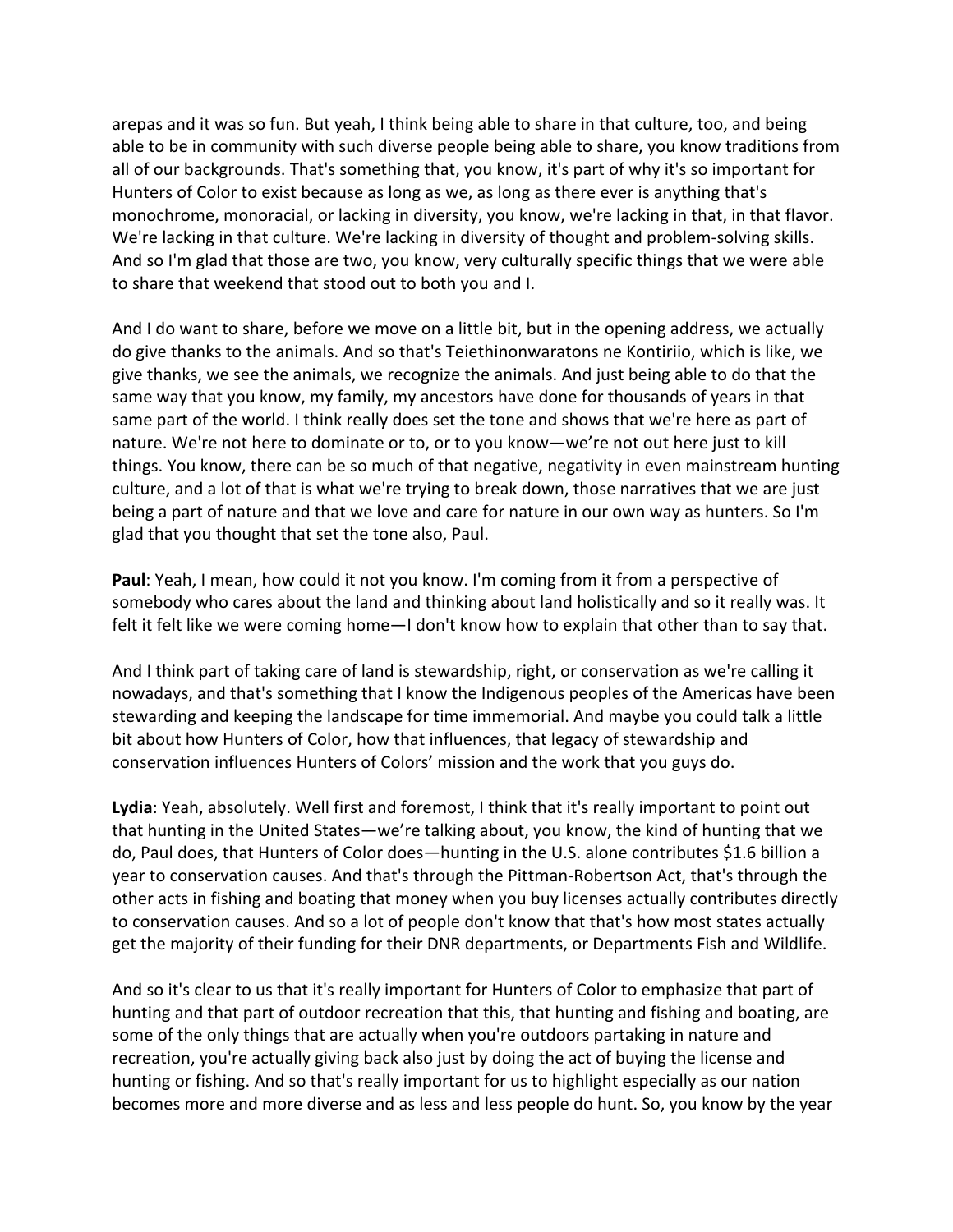arepas and it was so fun. But yeah, I think being able to share in that culture, too, and being able to be in community with such diverse people being able to share, you know traditions from all of our backgrounds. That's something that, you know, it's part of why it's so important for Hunters of Color to exist because as long as we, as long as there ever is anything that's monochrome, monoracial, or lacking in diversity, you know, we're lacking in that, in that flavor. We're lacking in that culture. We're lacking in diversity of thought and problem-solving skills. And so I'm glad that those are two, you know, very culturally specific things that we were able to share that weekend that stood out to both you and I.

And I do want to share, before we move on a little bit, but in the opening address, we actually do give thanks to the animals. And so that's Teiethinonwaratons ne Kontiriio, which is like, we give thanks, we see the animals, we recognize the animals. And just being able to do that the same way that you know, my family, my ancestors have done for thousands of years in that same part of the world. I think really does set the tone and shows that we're here as part of nature. We're not here to dominate or to, or to you know—we're not out here just to kill things. You know, there can be so much of that negative, negativity in even mainstream hunting culture, and a lot of that is what we're trying to break down, those narratives that we are just being a part of nature and that we love and care for nature in our own way as hunters. So I'm glad that you thought that set the tone also, Paul.

**Paul**: Yeah, I mean, how could it not you know. I'm coming from it from a perspective of somebody who cares about the land and thinking about land holistically and so it really was. It felt it felt like we were coming home—I don't know how to explain that other than to say that.

And I think part of taking care of land is stewardship, right, or conservation as we're calling it nowadays, and that's something that I know the Indigenous peoples of the Americas have been stewarding and keeping the landscape for time immemorial. And maybe you could talk a little bit about how Hunters of Color, how that influences, that legacy of stewardship and conservation influences Hunters of Colors' mission and the work that you guys do.

**Lydia**: Yeah, absolutely. Well first and foremost, I think that it's really important to point out that hunting in the United States—we're talking about, you know, the kind of hunting that we do, Paul does, that Hunters of Color does—hunting in the U.S. alone contributes $1.6 billion a year to conservation causes. And that's through the Pittman-Robertson Act, that's through the other acts in fishing and boating that money when you buy licenses actually contributes directly to conservation causes. And so a lot of people don't know that that's how most states actually get the majority of their funding for their DNR departments, or Departments Fish and Wildlife.

And so it's clear to us that it's really important for Hunters of Color to emphasize that part of hunting and that part of outdoor recreation that this, that hunting and fishing and boating, are some of the only things that are actually when you're outdoors partaking in nature and recreation, you're actually giving back also just by doing the act of buying the license and hunting or fishing. And so that's really important for us to highlight especially as our nation becomes more and more diverse and as less and less people do hunt. So, you know by the year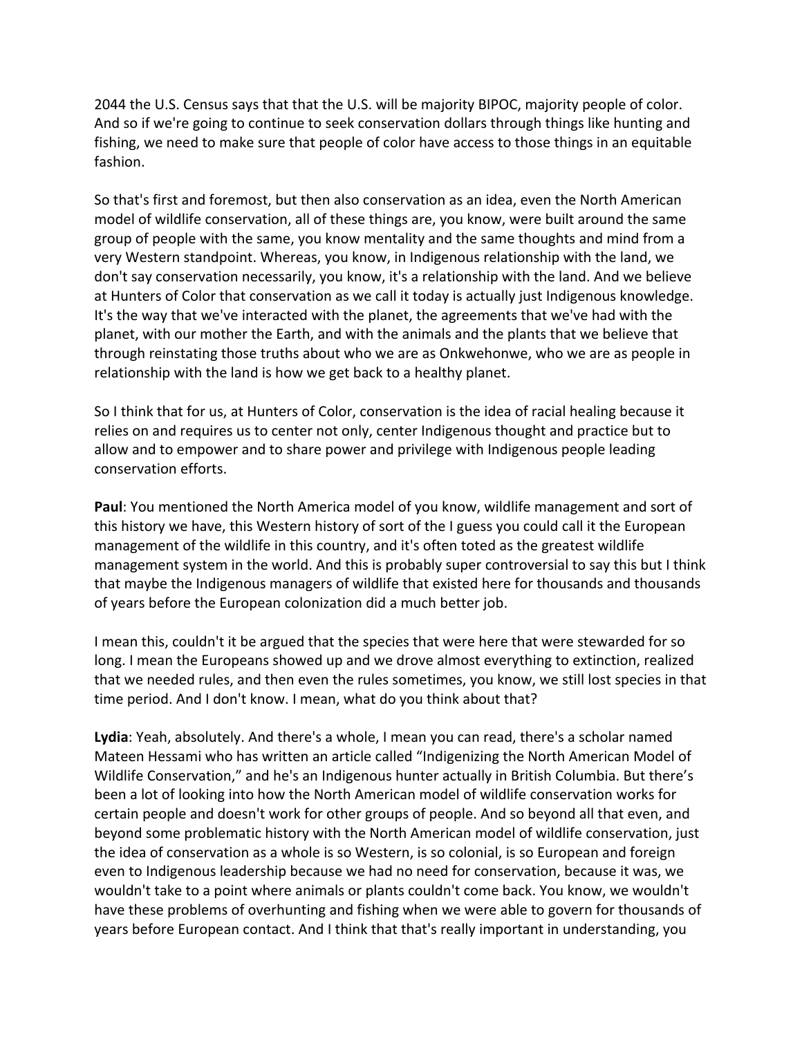2044 the U.S. Census says that that the U.S. will be majority BIPOC, majority people of color. And so if we're going to continue to seek conservation dollars through things like hunting and fishing, we need to make sure that people of color have access to those things in an equitable fashion.

So that's first and foremost, but then also conservation as an idea, even the North American model of wildlife conservation, all of these things are, you know, were built around the same group of people with the same, you know mentality and the same thoughts and mind from a very Western standpoint. Whereas, you know, in Indigenous relationship with the land, we don't say conservation necessarily, you know, it's a relationship with the land. And we believe at Hunters of Color that conservation as we call it today is actually just Indigenous knowledge. It's the way that we've interacted with the planet, the agreements that we've had with the planet, with our mother the Earth, and with the animals and the plants that we believe that through reinstating those truths about who we are as Onkwehonwe, who we are as people in relationship with the land is how we get back to a healthy planet.

So I think that for us, at Hunters of Color, conservation is the idea of racial healing because it relies on and requires us to center not only, center Indigenous thought and practice but to allow and to empower and to share power and privilege with Indigenous people leading conservation efforts.

**Paul**: You mentioned the North America model of you know, wildlife management and sort of this history we have, this Western history of sort of the I guess you could call it the European management of the wildlife in this country, and it's often toted as the greatest wildlife management system in the world. And this is probably super controversial to say this but I think that maybe the Indigenous managers of wildlife that existed here for thousands and thousands of years before the European colonization did a much better job.

I mean this, couldn't it be argued that the species that were here that were stewarded for so long. I mean the Europeans showed up and we drove almost everything to extinction, realized that we needed rules, and then even the rules sometimes, you know, we still lost species in that time period. And I don't know. I mean, what do you think about that?

**Lydia**: Yeah, absolutely. And there's a whole, I mean you can read, there's a scholar named Mateen Hessami who has written an article called "Indigenizing the North American Model of Wildlife Conservation," and he's an Indigenous hunter actually in British Columbia. But there's been a lot of looking into how the North American model of wildlife conservation works for certain people and doesn't work for other groups of people. And so beyond all that even, and beyond some problematic history with the North American model of wildlife conservation, just the idea of conservation as a whole is so Western, is so colonial, is so European and foreign even to Indigenous leadership because we had no need for conservation, because it was, we wouldn't take to a point where animals or plants couldn't come back. You know, we wouldn't have these problems of overhunting and fishing when we were able to govern for thousands of years before European contact. And I think that that's really important in understanding, you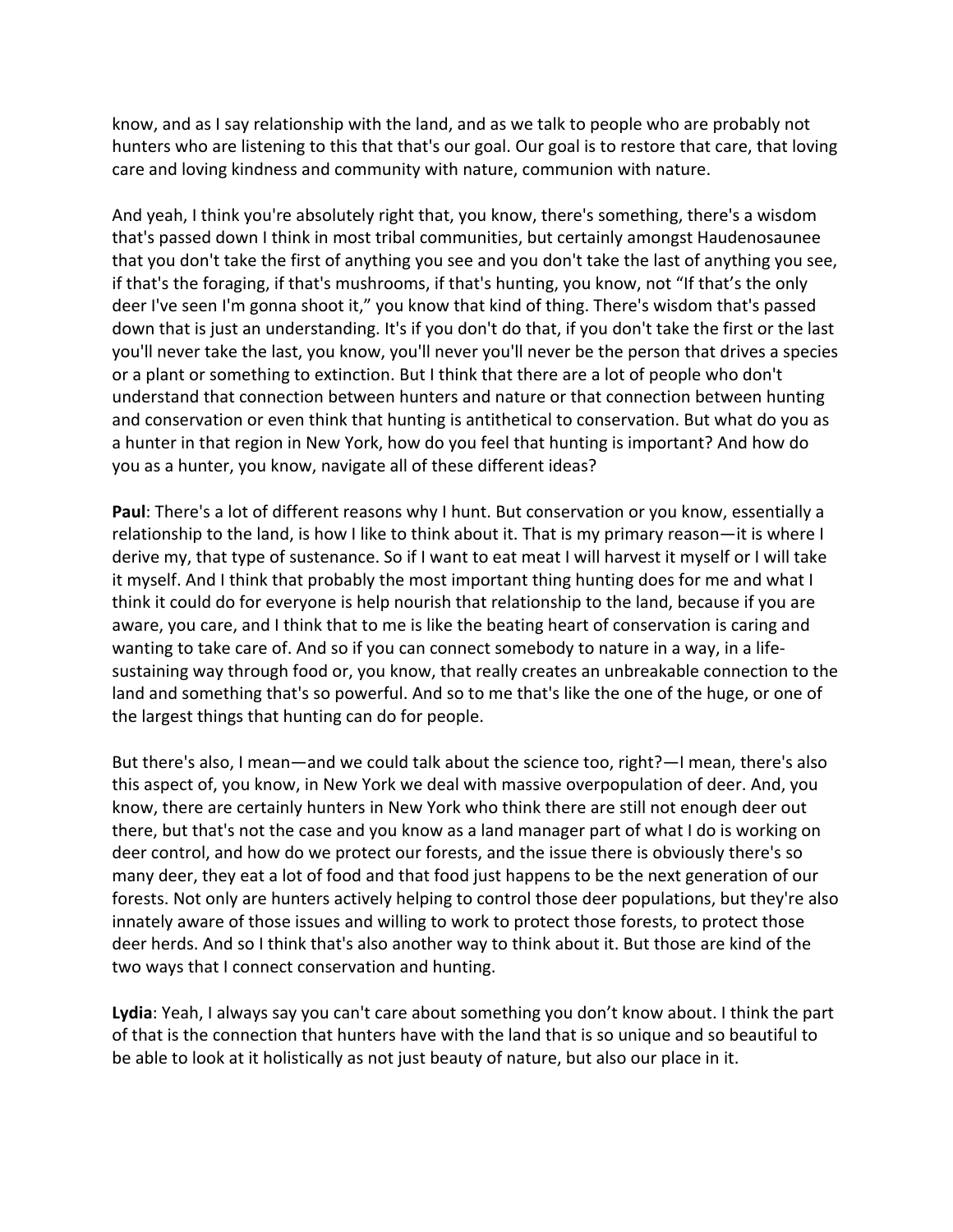know, and as I say relationship with the land, and as we talk to people who are probably not hunters who are listening to this that that's our goal. Our goal is to restore that care, that loving care and loving kindness and community with nature, communion with nature.

And yeah, I think you're absolutely right that, you know, there's something, there's a wisdom that's passed down I think in most tribal communities, but certainly amongst Haudenosaunee that you don't take the first of anything you see and you don't take the last of anything you see, if that's the foraging, if that's mushrooms, if that's hunting, you know, not "If that's the only deer I've seen I'm gonna shoot it," you know that kind of thing. There's wisdom that's passed down that is just an understanding. It's if you don't do that, if you don't take the first or the last you'll never take the last, you know, you'll never you'll never be the person that drives a species or a plant or something to extinction. But I think that there are a lot of people who don't understand that connection between hunters and nature or that connection between hunting and conservation or even think that hunting is antithetical to conservation. But what do you as a hunter in that region in New York, how do you feel that hunting is important? And how do you as a hunter, you know, navigate all of these different ideas?

**Paul**: There's a lot of different reasons why I hunt. But conservation or you know, essentially a relationship to the land, is how I like to think about it. That is my primary reason—it is where I derive my, that type of sustenance. So if I want to eat meat I will harvest it myself or I will take it myself. And I think that probably the most important thing hunting does for me and what I think it could do for everyone is help nourish that relationship to the land, because if you are aware, you care, and I think that to me is like the beating heart of conservation is caring and wanting to take care of. And so if you can connect somebody to nature in a way, in a life-sustaining way through food or, you know, that really creates an unbreakable connection to the land and something that's so powerful. And so to me that's like the one of the huge, or one of the largest things that hunting can do for people.

But there's also, I mean—and we could talk about the science too, right?—I mean, there's also this aspect of, you know, in New York we deal with massive overpopulation of deer. And, you know, there are certainly hunters in New York who think there are still not enough deer out there, but that's not the case and you know as a land manager part of what I do is working on deer control, and how do we protect our forests, and the issue there is obviously there's so many deer, they eat a lot of food and that food just happens to be the next generation of our forests. Not only are hunters actively helping to control those deer populations, but they're also innately aware of those issues and willing to work to protect those forests, to protect those deer herds. And so I think that's also another way to think about it. But those are kind of the two ways that I connect conservation and hunting.

**Lydia**: Yeah, I always say you can't care about something you don't know about. I think the part of that is the connection that hunters have with the land that is so unique and so beautiful to be able to look at it holistically as not just beauty of nature, but also our place in it.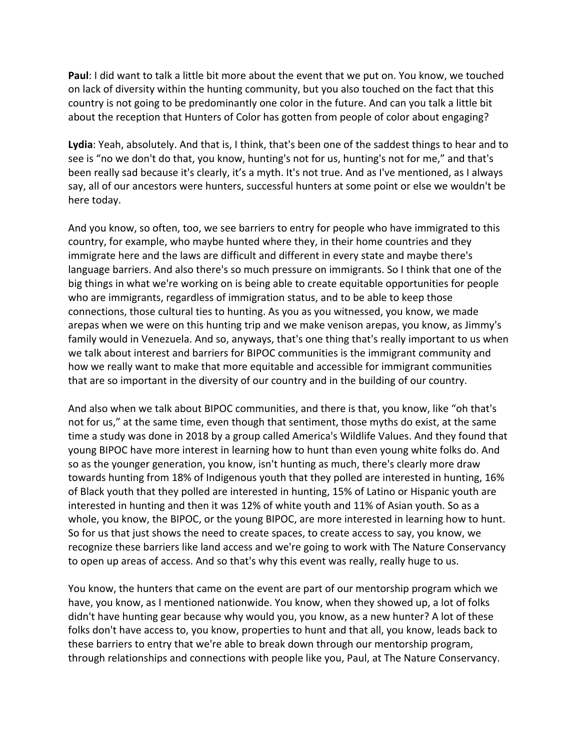**Paul**: I did want to talk a little bit more about the event that we put on. You know, we touched on lack of diversity within the hunting community, but you also touched on the fact that this country is not going to be predominantly one color in the future. And can you talk a little bit about the reception that Hunters of Color has gotten from people of color about engaging?

**Lydia**: Yeah, absolutely. And that is, I think, that's been one of the saddest things to hear and to see is "no we don't do that, you know, hunting's not for us, hunting's not for me," and that's been really sad because it's clearly, it's a myth. It's not true. And as I've mentioned, as I always say, all of our ancestors were hunters, successful hunters at some point or else we wouldn't be here today.

And you know, so often, too, we see barriers to entry for people who have immigrated to this country, for example, who maybe hunted where they, in their home countries and they immigrate here and the laws are difficult and different in every state and maybe there's language barriers. And also there's so much pressure on immigrants. So I think that one of the big things in what we're working on is being able to create equitable opportunities for people who are immigrants, regardless of immigration status, and to be able to keep those connections, those cultural ties to hunting. As you as you witnessed, you know, we made arepas when we were on this hunting trip and we make venison arepas, you know, as Jimmy's family would in Venezuela. And so, anyways, that's one thing that's really important to us when we talk about interest and barriers for BIPOC communities is the immigrant community and how we really want to make that more equitable and accessible for immigrant communities that are so important in the diversity of our country and in the building of our country.

And also when we talk about BIPOC communities, and there is that, you know, like "oh that's not for us," at the same time, even though that sentiment, those myths do exist, at the same time a study was done in 2018 by a group called America's Wildlife Values. And they found that young BIPOC have more interest in learning how to hunt than even young white folks do. And so as the younger generation, you know, isn't hunting as much, there's clearly more draw towards hunting from 18% of Indigenous youth that they polled are interested in hunting, 16% of Black youth that they polled are interested in hunting, 15% of Latino or Hispanic youth are interested in hunting and then it was 12% of white youth and 11% of Asian youth. So as a whole, you know, the BIPOC, or the young BIPOC, are more interested in learning how to hunt. So for us that just shows the need to create spaces, to create access to say, you know, we recognize these barriers like land access and we're going to work with The Nature Conservancy to open up areas of access. And so that's why this event was really, really huge to us.

You know, the hunters that came on the event are part of our mentorship program which we have, you know, as I mentioned nationwide. You know, when they showed up, a lot of folks didn't have hunting gear because why would you, you know, as a new hunter? A lot of these folks don't have access to, you know, properties to hunt and that all, you know, leads back to these barriers to entry that we're able to break down through our mentorship program, through relationships and connections with people like you, Paul, at The Nature Conservancy.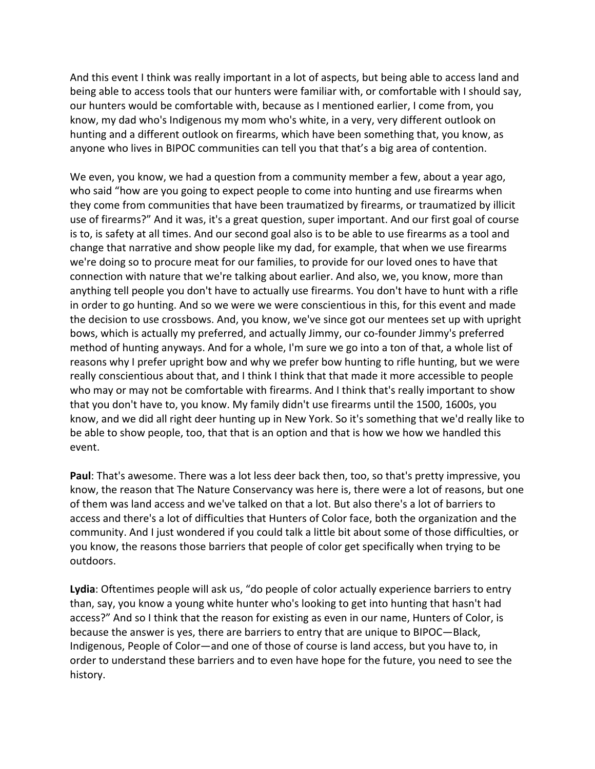And this event I think was really important in a lot of aspects, but being able to access land and being able to access tools that our hunters were familiar with, or comfortable with I should say, our hunters would be comfortable with, because as I mentioned earlier, I come from, you know, my dad who's Indigenous my mom who's white, in a very, very different outlook on hunting and a different outlook on firearms, which have been something that, you know, as anyone who lives in BIPOC communities can tell you that that's a big area of contention.

We even, you know, we had a question from a community member a few, about a year ago, who said "how are you going to expect people to come into hunting and use firearms when they come from communities that have been traumatized by firearms, or traumatized by illicit use of firearms?" And it was, it's a great question, super important. And our first goal of course is to, is safety at all times. And our second goal also is to be able to use firearms as a tool and change that narrative and show people like my dad, for example, that when we use firearms we're doing so to procure meat for our families, to provide for our loved ones to have that connection with nature that we're talking about earlier. And also, we, you know, more than anything tell people you don't have to actually use firearms. You don't have to hunt with a rifle in order to go hunting. And so we were we were conscientious in this, for this event and made the decision to use crossbows. And, you know, we've since got our mentees set up with upright bows, which is actually my preferred, and actually Jimmy, our co-founder Jimmy's preferred method of hunting anyways. And for a whole, I'm sure we go into a ton of that, a whole list of reasons why I prefer upright bow and why we prefer bow hunting to rifle hunting, but we were really conscientious about that, and I think I think that that made it more accessible to people who may or may not be comfortable with firearms. And I think that's really important to show that you don't have to, you know. My family didn't use firearms until the 1500, 1600s, you know, and we did all right deer hunting up in New York. So it's something that we'd really like to be able to show people, too, that that is an option and that is how we how we handled this event.

**Paul**: That's awesome. There was a lot less deer back then, too, so that's pretty impressive, you know, the reason that The Nature Conservancy was here is, there were a lot of reasons, but one of them was land access and we've talked on that a lot. But also there's a lot of barriers to access and there's a lot of difficulties that Hunters of Color face, both the organization and the community. And I just wondered if you could talk a little bit about some of those difficulties, or you know, the reasons those barriers that people of color get specifically when trying to be outdoors.

**Lydia**: Oftentimes people will ask us, "do people of color actually experience barriers to entry than, say, you know a young white hunter who's looking to get into hunting that hasn't had access?" And so I think that the reason for existing as even in our name, Hunters of Color, is because the answer is yes, there are barriers to entry that are unique to BIPOC—Black, Indigenous, People of Color—and one of those of course is land access, but you have to, in order to understand these barriers and to even have hope for the future, you need to see the history.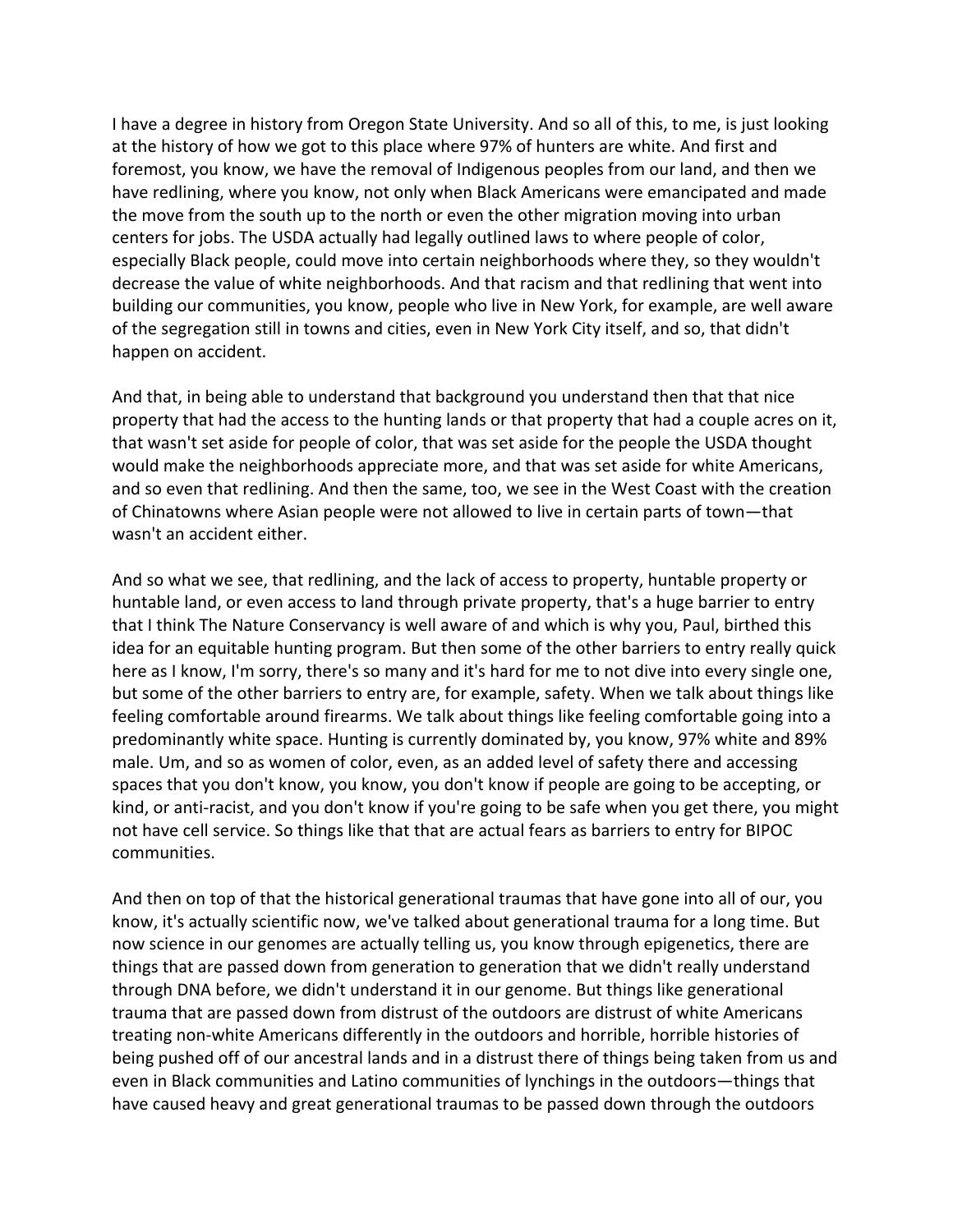I have a degree in history from Oregon State University. And so all of this, to me, is just looking at the history of how we got to this place where 97% of hunters are white. And first and foremost, you know, we have the removal of Indigenous peoples from our land, and then we have redlining, where you know, not only when Black Americans were emancipated and made the move from the south up to the north or even the other migration moving into urban centers for jobs. The USDA actually had legally outlined laws to where people of color, especially Black people, could move into certain neighborhoods where they, so they wouldn't decrease the value of white neighborhoods. And that racism and that redlining that went into building our communities, you know, people who live in New York, for example, are well aware of the segregation still in towns and cities, even in New York City itself, and so, that didn't happen on accident.

And that, in being able to understand that background you understand then that that nice property that had the access to the hunting lands or that property that had a couple acres on it, that wasn't set aside for people of color, that was set aside for the people the USDA thought would make the neighborhoods appreciate more, and that was set aside for white Americans, and so even that redlining. And then the same, too, we see in the West Coast with the creation of Chinatowns where Asian people were not allowed to live in certain parts of town—that wasn't an accident either.

And so what we see, that redlining, and the lack of access to property, huntable property or huntable land, or even access to land through private property, that's a huge barrier to entry that I think The Nature Conservancy is well aware of and which is why you, Paul, birthed this idea for an equitable hunting program. But then some of the other barriers to entry really quick here as I know, I'm sorry, there's so many and it's hard for me to not dive into every single one, but some of the other barriers to entry are, for example, safety. When we talk about things like feeling comfortable around firearms. We talk about things like feeling comfortable going into a predominantly white space. Hunting is currently dominated by, you know, 97% white and 89% male. Um, and so as women of color, even, as an added level of safety there and accessing spaces that you don't know, you know, you don't know if people are going to be accepting, or kind, or anti-racist, and you don't know if you're going to be safe when you get there, you might not have cell service. So things like that that are actual fears as barriers to entry for BIPOC communities.

And then on top of that the historical generational traumas that have gone into all of our, you know, it's actually scientific now, we've talked about generational trauma for a long time. But now science in our genomes are actually telling us, you know through epigenetics, there are things that are passed down from generation to generation that we didn't really understand through DNA before, we didn't understand it in our genome. But things like generational trauma that are passed down from distrust of the outdoors are distrust of white Americans treating non-white Americans differently in the outdoors and horrible, horrible histories of being pushed off of our ancestral lands and in a distrust there of things being taken from us and even in Black communities and Latino communities of lynchings in the outdoors—things that have caused heavy and great generational traumas to be passed down through the outdoors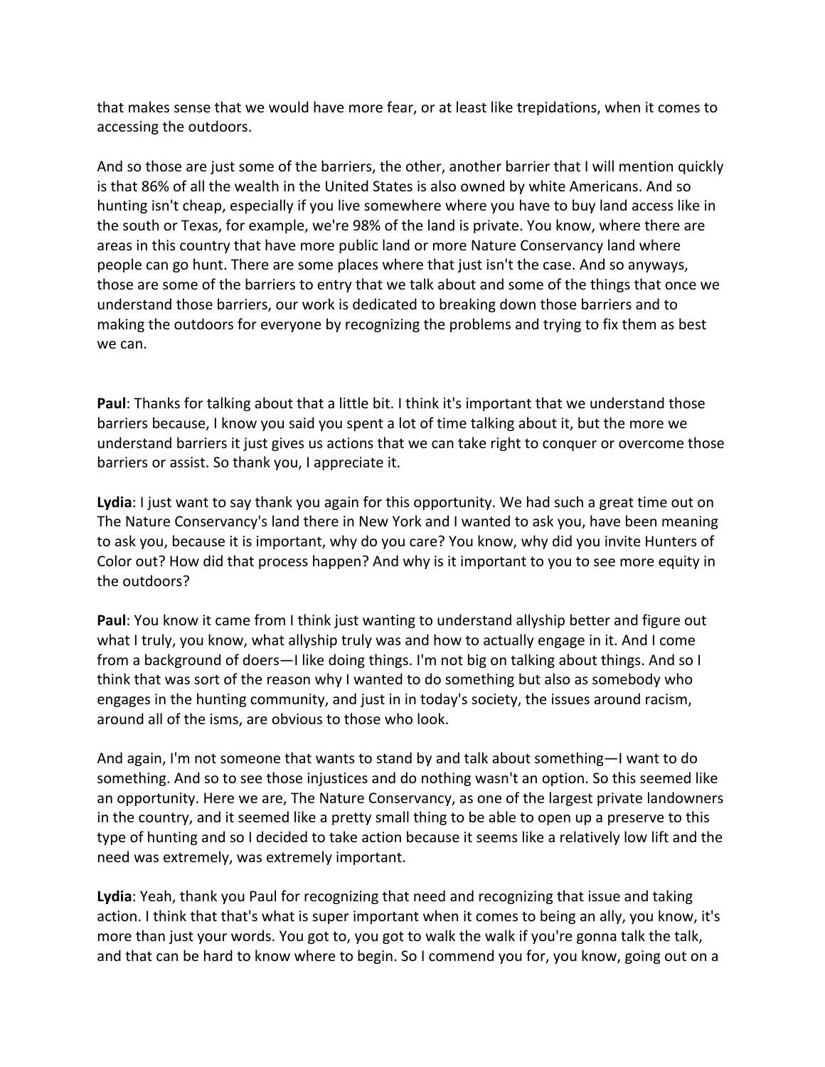that makes sense that we would have more fear, or at least like trepidations, when it comes to accessing the outdoors.

And so those are just some of the barriers, the other, another barrier that I will mention quickly is that 86% of all the wealth in the United States is also owned by white Americans. And so hunting isn't cheap, especially if you live somewhere where you have to buy land access like in the south or Texas, for example, we're 98% of the land is private. You know, where there are areas in this country that have more public land or more Nature Conservancy land where people can go hunt. There are some places where that just isn't the case. And so anyways, those are some of the barriers to entry that we talk about and some of the things that once we understand those barriers, our work is dedicated to breaking down those barriers and to making the outdoors for everyone by recognizing the problems and trying to fix them as best we can.

**Paul**: Thanks for talking about that a little bit. I think it's important that we understand those barriers because, I know you said you spent a lot of time talking about it, but the more we understand barriers it just gives us actions that we can take right to conquer or overcome those barriers or assist. So thank you, I appreciate it.

**Lydia**: I just want to say thank you again for this opportunity. We had such a great time out on The Nature Conservancy's land there in New York and I wanted to ask you, have been meaning to ask you, because it is important, why do you care? You know, why did you invite Hunters of Color out? How did that process happen? And why is it important to you to see more equity in the outdoors?

**Paul**: You know it came from I think just wanting to understand allyship better and figure out what I truly, you know, what allyship truly was and how to actually engage in it. And I come from a background of doers—I like doing things. I'm not big on talking about things. And so I think that was sort of the reason why I wanted to do something but also as somebody who engages in the hunting community, and just in in today's society, the issues around racism, around all of the isms, are obvious to those who look.

And again, I'm not someone that wants to stand by and talk about something—I want to do something. And so to see those injustices and do nothing wasn't an option. So this seemed like an opportunity. Here we are, The Nature Conservancy, as one of the largest private landowners in the country, and it seemed like a pretty small thing to be able to open up a preserve to this type of hunting and so I decided to take action because it seems like a relatively low lift and the need was extremely, was extremely important.

**Lydia**: Yeah, thank you Paul for recognizing that need and recognizing that issue and taking action. I think that that's what is super important when it comes to being an ally, you know, it's more than just your words. You got to, you got to walk the walk if you're gonna talk the talk, and that can be hard to know where to begin. So I commend you for, you know, going out on a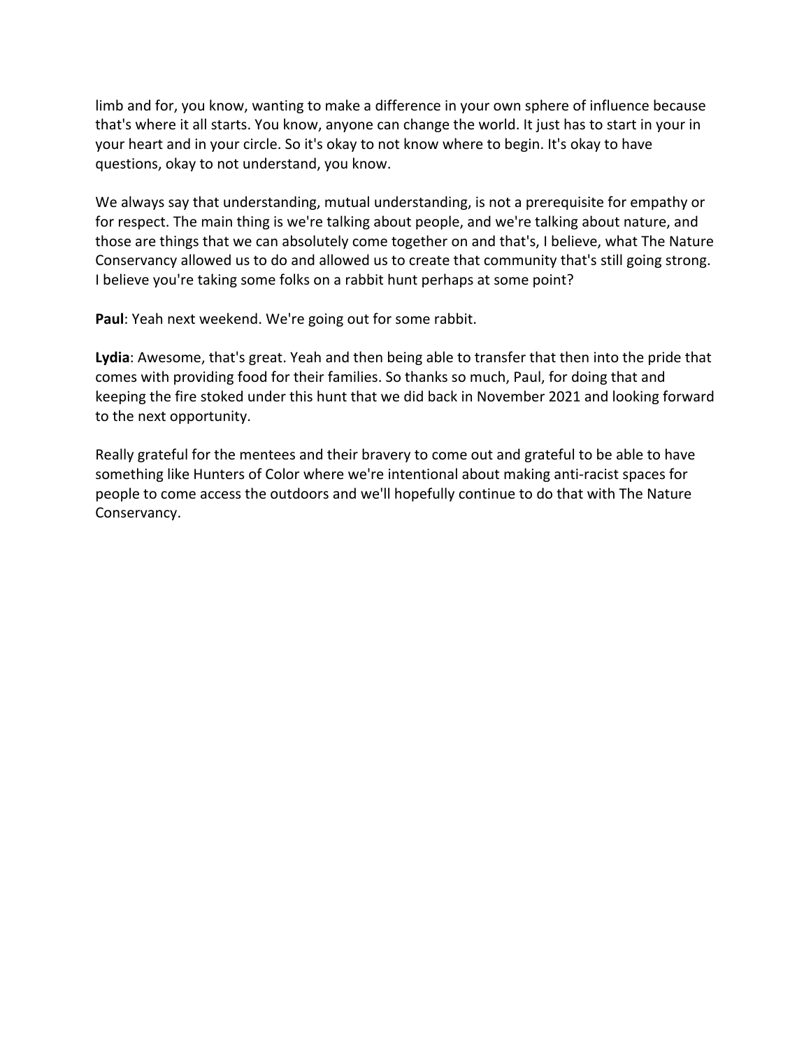limb and for, you know, wanting to make a difference in your own sphere of influence because that's where it all starts. You know, anyone can change the world. It just has to start in your in your heart and in your circle. So it's okay to not know where to begin. It's okay to have questions, okay to not understand, you know.

We always say that understanding, mutual understanding, is not a prerequisite for empathy or for respect. The main thing is we're talking about people, and we're talking about nature, and those are things that we can absolutely come together on and that's, I believe, what The Nature Conservancy allowed us to do and allowed us to create that community that's still going strong. I believe you're taking some folks on a rabbit hunt perhaps at some point?

**Paul**: Yeah next weekend. We're going out for some rabbit.

**Lydia**: Awesome, that's great. Yeah and then being able to transfer that then into the pride that comes with providing food for their families. So thanks so much, Paul, for doing that and keeping the fire stoked under this hunt that we did back in November 2021 and looking forward to the next opportunity.

Really grateful for the mentees and their bravery to come out and grateful to be able to have something like Hunters of Color where we're intentional about making anti-racist spaces for people to come access the outdoors and we'll hopefully continue to do that with The Nature Conservancy.